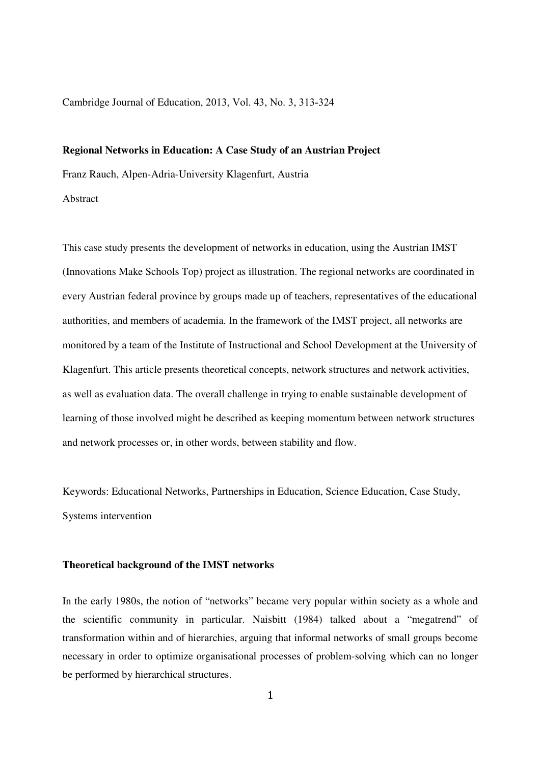Cambridge Journal of Education, 2013, Vol. 43, No. 3, 313-324

# Regional Networks in Education: A Case Study of an Austrian Project

Franz Rauch, Alpen-Adria-University Klagenfurt, Austria

Abstract

This case study presents the development of networks in education, using the Austrian IMST (Innovations Make Schools Top) project as illustration. The regional networks are coordinated in every Austrian federal province by groups made up of teachers, representatives of the educational authorities, and members of academia. In the framework of the IMST project, all networks are monitored by a team of the Institute of Instructional and School Development at the University of Klagenfurt. This article presents theoretical concepts, network structures and network activities, as well as evaluation data. The overall challenge in trying to enable sustainable development of learning of those involved might be described as keeping momentum between network structures and network processes or, in other words, between stability and flow.

Keywords: Educational Networks, Partnerships in Education, Science Education, Case Study, Systems intervention

## Theoretical background of the IMST networks

In the early 1980s, the notion of "networks" became very popular within society as a whole and the scientific community in particular. Naisbitt (1984) talked about a "megatrend" of transformation within and of hierarchies, arguing that informal networks of small groups become necessary in order to optimize organisational processes of problem-solving which can no longer be performed by hierarchical structures.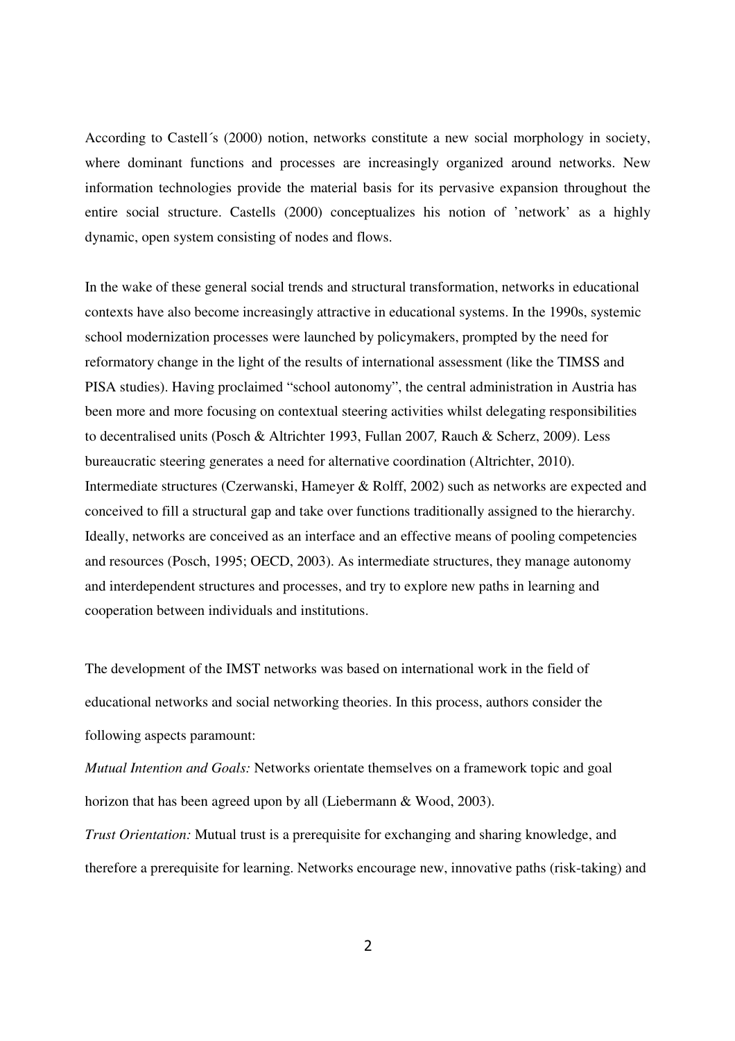According to Castell´s (2000) notion, networks constitute a new social morphology in society, where dominant functions and processes are increasingly organized around networks. New information technologies provide the material basis for its pervasive expansion throughout the entire social structure. Castells (2000) conceptualizes his notion of 'network' as a highly dynamic, open system consisting of nodes and flows.

In the wake of these general social trends and structural transformation, networks in educational contexts have also become increasingly attractive in educational systems. In the 1990s, systemic school modernization processes were launched by policymakers, prompted by the need for reformatory change in the light of the results of international assessment (like the TIMSS and PISA studies). Having proclaimed "school autonomy", the central administration in Austria has been more and more focusing on contextual steering activities whilst delegating responsibilities to decentralised units (Posch & Altrichter 1993, Fullan 2007, Rauch & Scherz, 2009). Less bureaucratic steering generates a need for alternative coordination (Altrichter, 2010). Intermediate structures (Czerwanski, Hameyer & Rolff, 2002) such as networks are expected and conceived to fill a structural gap and take over functions traditionally assigned to the hierarchy. Ideally, networks are conceived as an interface and an effective means of pooling competencies and resources (Posch, 1995; OECD, 2003). As intermediate structures, they manage autonomy and interdependent structures and processes, and try to explore new paths in learning and cooperation between individuals and institutions.

The development of the IMST networks was based on international work in the field of educational networks and social networking theories. In this process, authors consider the following aspects paramount:

*Mutual Intention and Goals:* Networks orientate themselves on a framework topic and goal horizon that has been agreed upon by all (Liebermann & Wood, 2003).

*Trust Orientation:* Mutual trust is a prerequisite for exchanging and sharing knowledge, and therefore a prerequisite for learning. Networks encourage new, innovative paths (risk-taking) and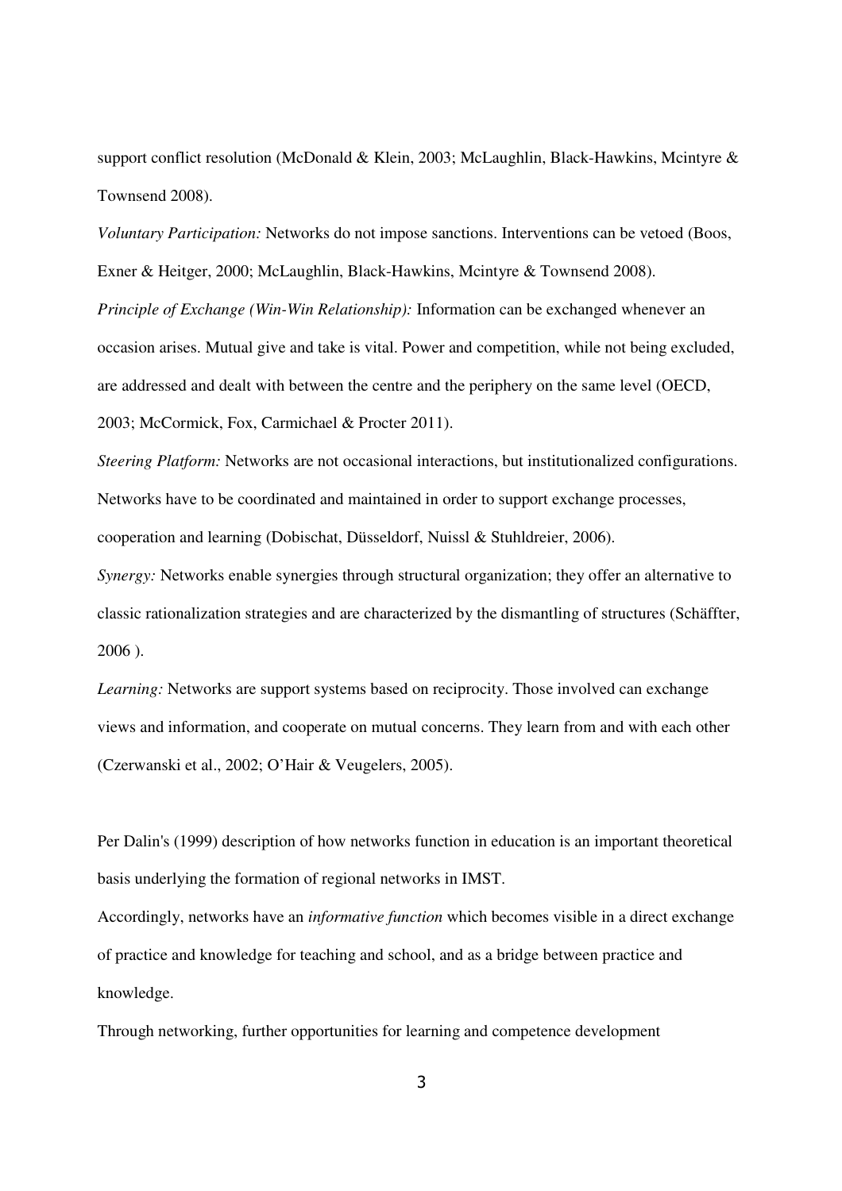support conflict resolution (McDonald & Klein, 2003; McLaughlin, Black-Hawkins, Mcintyre & Townsend 2008).

*Voluntary Participation:* Networks do not impose sanctions. Interventions can be vetoed (Boos, Exner & Heitger, 2000; McLaughlin, Black-Hawkins, Mcintyre & Townsend 2008).

*Principle of Exchange (Win-Win Relationship):* Information can be exchanged whenever an occasion arises. Mutual give and take is vital. Power and competition, while not being excluded, are addressed and dealt with between the centre and the periphery on the same level (OECD, 2003; McCormick, Fox, Carmichael & Procter 2011).

*Steering Platform:* Networks are not occasional interactions, but institutionalized configurations. Networks have to be coordinated and maintained in order to support exchange processes, cooperation and learning (Dobischat, Düsseldorf, Nuissl & Stuhldreier, 2006).

*Synergy:* Networks enable synergies through structural organization; they offer an alternative to classic rationalization strategies and are characterized by the dismantling of structures (Schäffter, 2006 ).

*Learning:* Networks are support systems based on reciprocity. Those involved can exchange views and information, and cooperate on mutual concerns. They learn from and with each other (Czerwanski et al., 2002; O'Hair & Veugelers, 2005).

Per Dalin's (1999) description of how networks function in education is an important theoretical basis underlying the formation of regional networks in IMST.

Accordingly, networks have an *informative function* which becomes visible in a direct exchange of practice and knowledge for teaching and school, and as a bridge between practice and knowledge.

Through networking, further opportunities for learning and competence development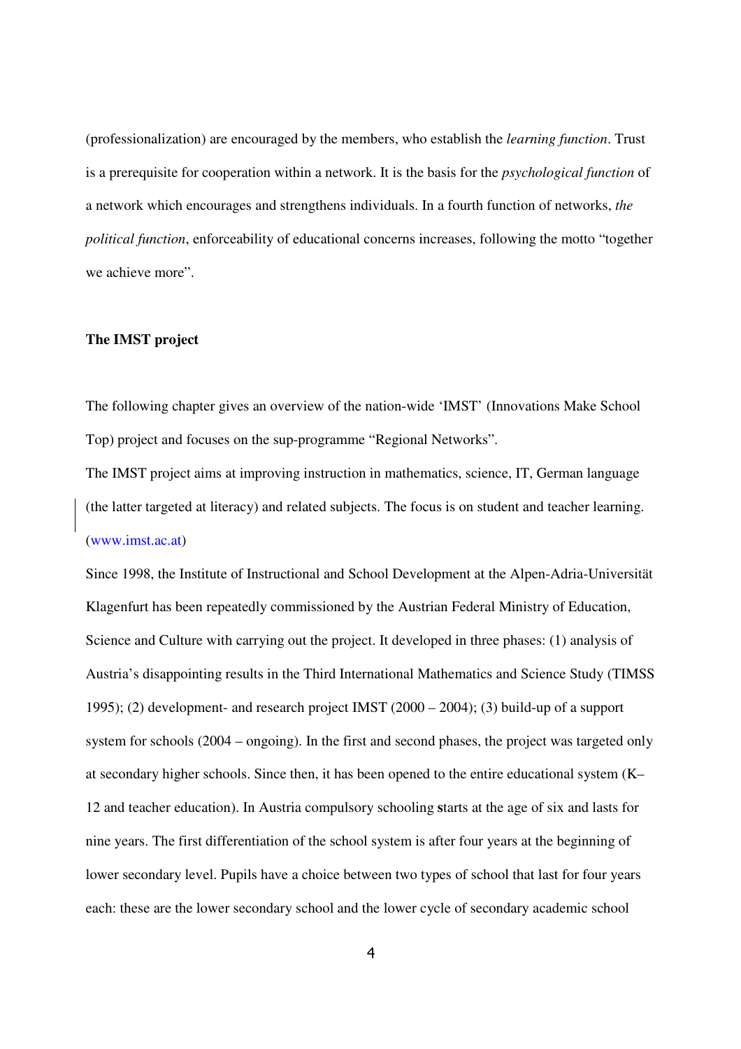(professionalization) are encouraged by the members, who establish the *learning function*. Trust is a prerequisite for cooperation within a network. It is the basis for the *psychological function* of a network which encourages and strengthens individuals. In a fourth function of networks, *the political function*, enforceability of educational concerns increases, following the motto "together we achieve more".

## The IMST project

The following chapter gives an overview of the nation-wide 'IMST' (Innovations Make School Top) project and focuses on the sup-programme "Regional Networks".

The IMST project aims at improving instruction in mathematics, science, IT, German language (the latter targeted at literacy) and related subjects. The focus is on student and teacher learning. (www.imst.ac.at)

Since 1998, the Institute of Instructional and School Development at the Alpen-Adria-Universität Klagenfurt has been repeatedly commissioned by the Austrian Federal Ministry of Education, Science and Culture with carrying out the project. It developed in three phases: (1) analysis of Austria's disappointing results in the Third International Mathematics and Science Study (TIMSS 1995); (2) development- and research project IMST (2000 – 2004); (3) build-up of a support system for schools (2004 – ongoing). In the first and second phases, the project was targeted only at secondary higher schools. Since then, it has been opened to the entire educational system (K–12 and teacher education). In Austria compulsory schooling starts at the age of six and lasts for nine years. The first differentiation of the school system is after four years at the beginning of lower secondary level. Pupils have a choice between two types of school that last for four years each: these are the lower secondary school and the lower cycle of secondary academic school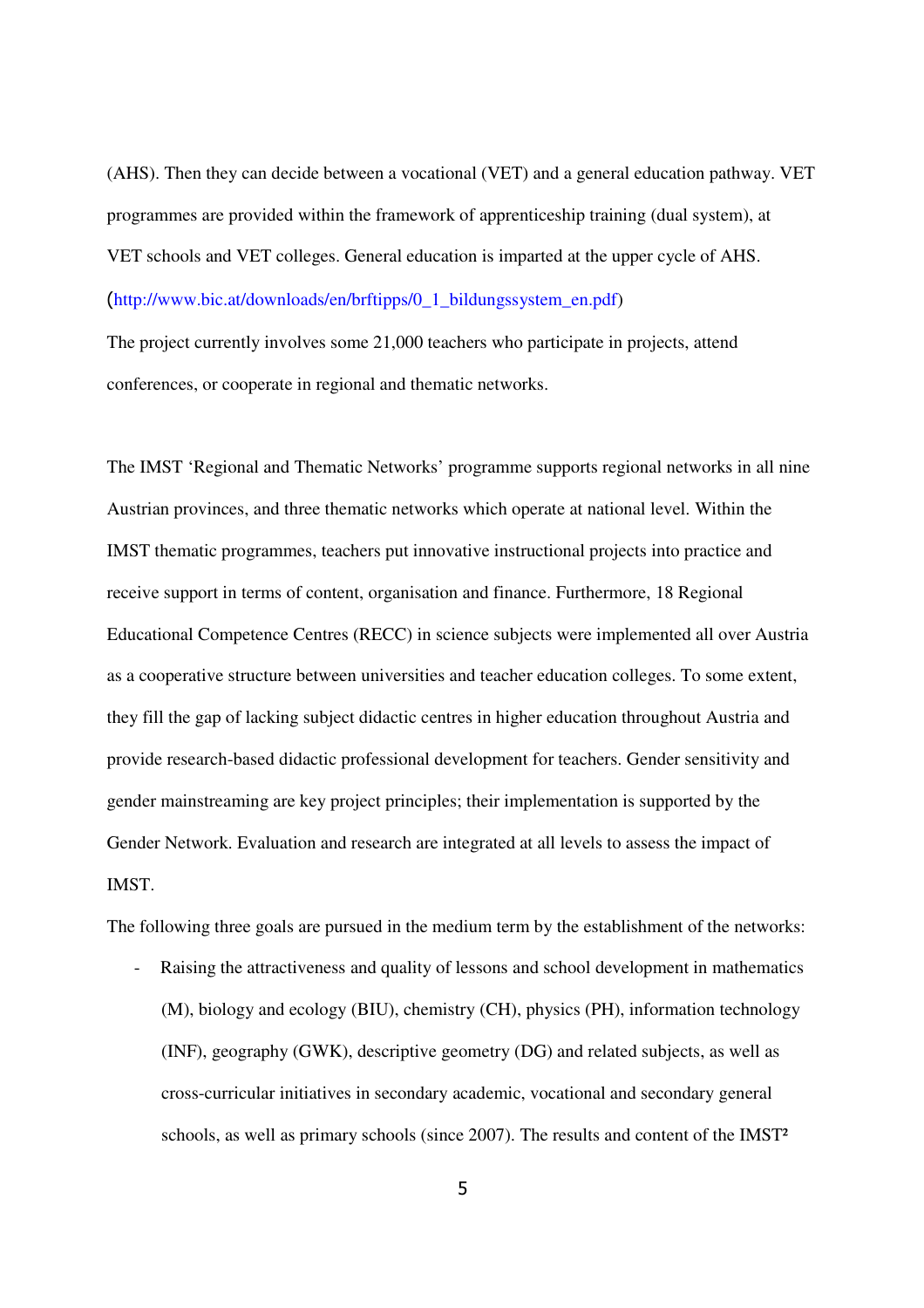(AHS). Then they can decide between a vocational (VET) and a general education pathway. VET programmes are provided within the framework of apprenticeship training (dual system), at VET schools and VET colleges. General education is imparted at the upper cycle of AHS. (http://www.bic.at/downloads/en/brftipps/0_1_bildungssystem_en.pdf)

The project currently involves some 21,000 teachers who participate in projects, attend conferences, or cooperate in regional and thematic networks.

The IMST 'Regional and Thematic Networks' programme supports regional networks in all nine Austrian provinces, and three thematic networks which operate at national level. Within the IMST thematic programmes, teachers put innovative instructional projects into practice and receive support in terms of content, organisation and finance. Furthermore, 18 Regional Educational Competence Centres (RECC) in science subjects were implemented all over Austria as a cooperative structure between universities and teacher education colleges. To some extent, they fill the gap of lacking subject didactic centres in higher education throughout Austria and provide research-based didactic professional development for teachers. Gender sensitivity and gender mainstreaming are key project principles; their implementation is supported by the Gender Network. Evaluation and research are integrated at all levels to assess the impact of IMST.

The following three goals are pursued in the medium term by the establishment of the networks:

- Raising the attractiveness and quality of lessons and school development in mathematics (M), biology and ecology (BIU), chemistry (CH), physics (PH), information technology (INF), geography (GWK), descriptive geometry (DG) and related subjects, as well as cross-curricular initiatives in secondary academic, vocational and secondary general schools, as well as primary schools (since 2007). The results and content of the IMST²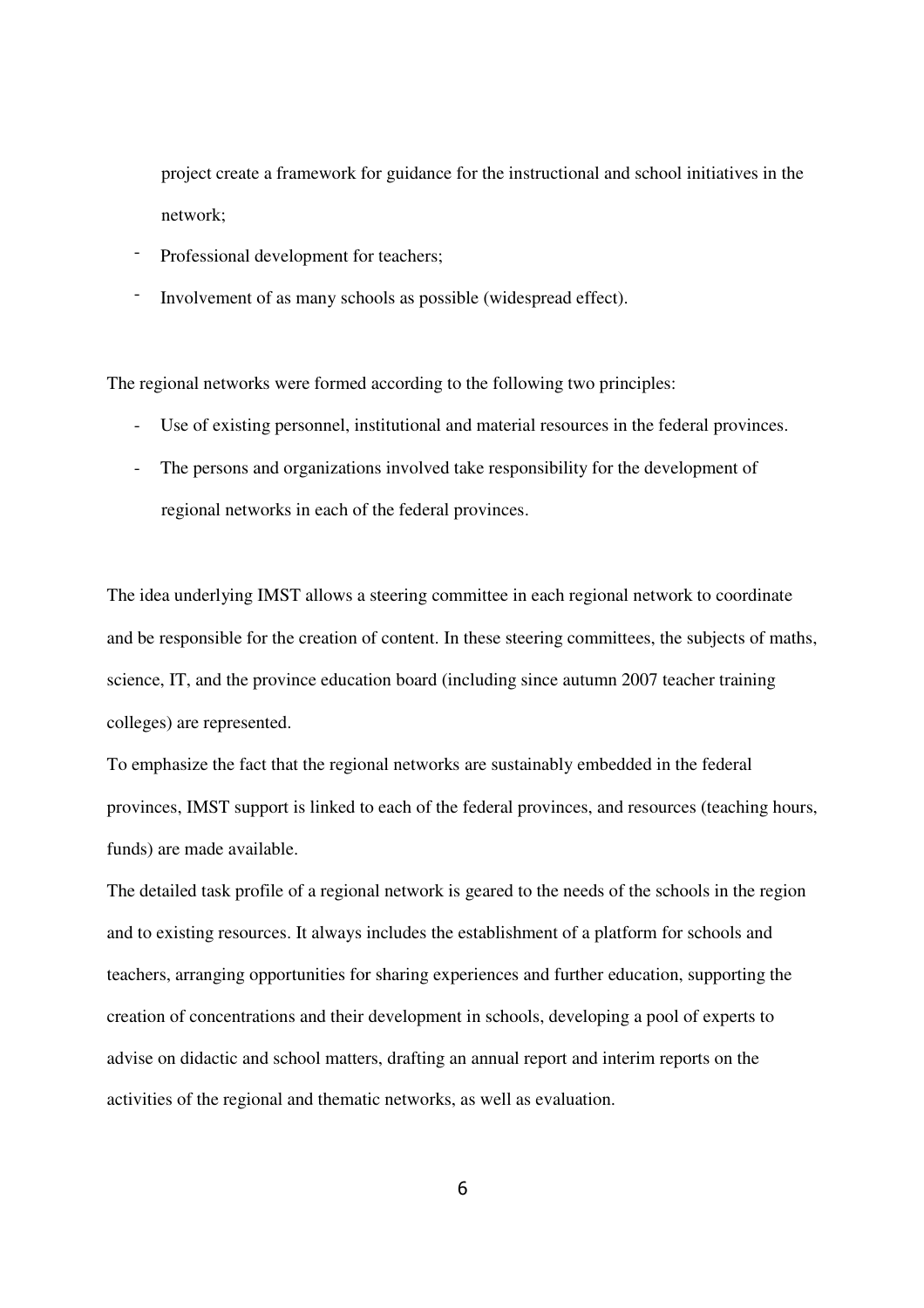project create a framework for guidance for the instructional and school initiatives in the network;

- Professional development for teachers;
- Involvement of as many schools as possible (widespread effect).

The regional networks were formed according to the following two principles:

- Use of existing personnel, institutional and material resources in the federal provinces.
- The persons and organizations involved take responsibility for the development of regional networks in each of the federal provinces.

The idea underlying IMST allows a steering committee in each regional network to coordinate and be responsible for the creation of content. In these steering committees, the subjects of maths, science, IT, and the province education board (including since autumn 2007 teacher training colleges) are represented.

To emphasize the fact that the regional networks are sustainably embedded in the federal provinces, IMST support is linked to each of the federal provinces, and resources (teaching hours, funds) are made available.

The detailed task profile of a regional network is geared to the needs of the schools in the region and to existing resources. It always includes the establishment of a platform for schools and teachers, arranging opportunities for sharing experiences and further education, supporting the creation of concentrations and their development in schools, developing a pool of experts to advise on didactic and school matters, drafting an annual report and interim reports on the activities of the regional and thematic networks, as well as evaluation.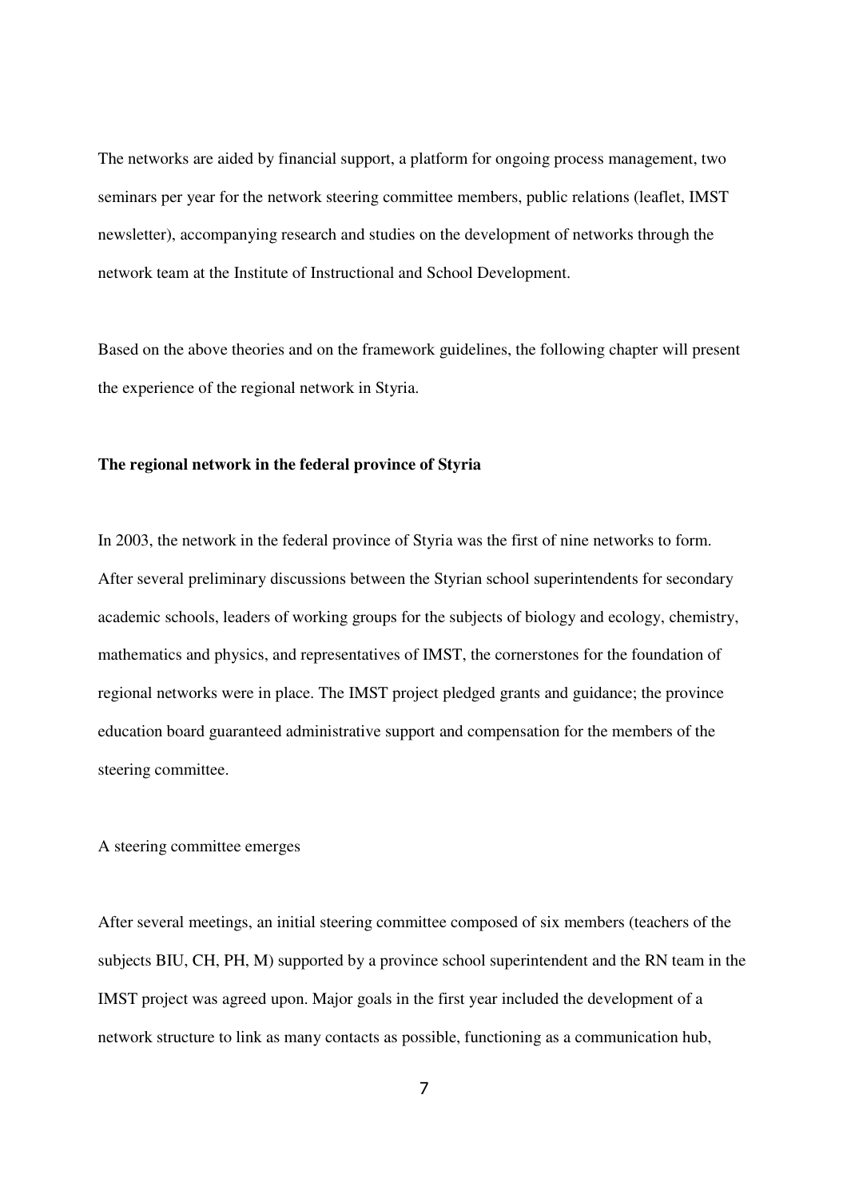The networks are aided by financial support, a platform for ongoing process management, two seminars per year for the network steering committee members, public relations (leaflet, IMST newsletter), accompanying research and studies on the development of networks through the network team at the Institute of Instructional and School Development.

Based on the above theories and on the framework guidelines, the following chapter will present the experience of the regional network in Styria.

## The regional network in the federal province of Styria

In 2003, the network in the federal province of Styria was the first of nine networks to form. After several preliminary discussions between the Styrian school superintendents for secondary academic schools, leaders of working groups for the subjects of biology and ecology, chemistry, mathematics and physics, and representatives of IMST, the cornerstones for the foundation of regional networks were in place. The IMST project pledged grants and guidance; the province education board guaranteed administrative support and compensation for the members of the steering committee.

### A steering committee emerges

After several meetings, an initial steering committee composed of six members (teachers of the subjects BIU, CH, PH, M) supported by a province school superintendent and the RN team in the IMST project was agreed upon. Major goals in the first year included the development of a network structure to link as many contacts as possible, functioning as a communication hub,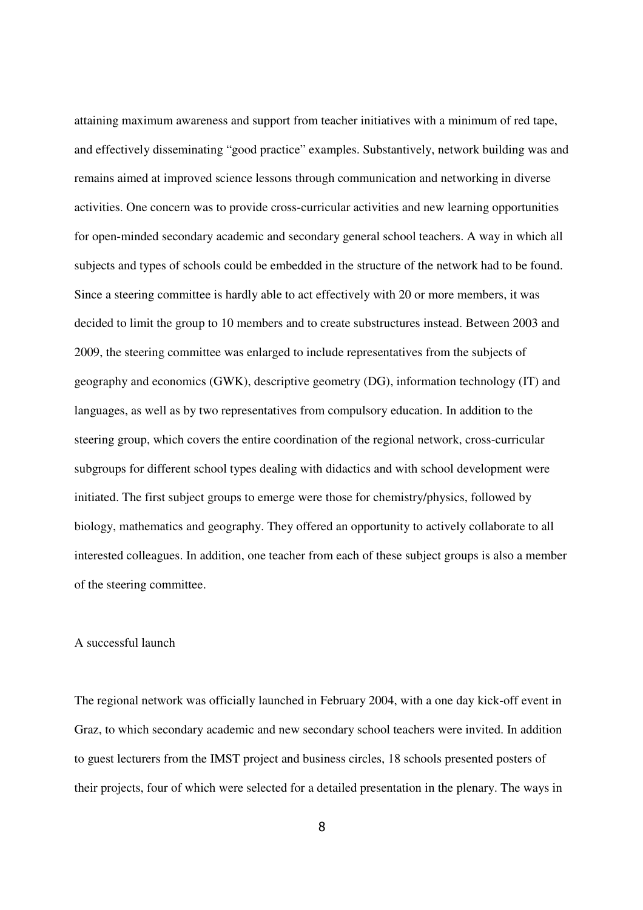attaining maximum awareness and support from teacher initiatives with a minimum of red tape, and effectively disseminating "good practice" examples. Substantively, network building was and remains aimed at improved science lessons through communication and networking in diverse activities. One concern was to provide cross-curricular activities and new learning opportunities for open-minded secondary academic and secondary general school teachers. A way in which all subjects and types of schools could be embedded in the structure of the network had to be found. Since a steering committee is hardly able to act effectively with 20 or more members, it was decided to limit the group to 10 members and to create substructures instead. Between 2003 and 2009, the steering committee was enlarged to include representatives from the subjects of geography and economics (GWK), descriptive geometry (DG), information technology (IT) and languages, as well as by two representatives from compulsory education. In addition to the steering group, which covers the entire coordination of the regional network, cross-curricular subgroups for different school types dealing with didactics and with school development were initiated. The first subject groups to emerge were those for chemistry/physics, followed by biology, mathematics and geography. They offered an opportunity to actively collaborate to all interested colleagues. In addition, one teacher from each of these subject groups is also a member of the steering committee.

## A successful launch

The regional network was officially launched in February 2004, with a one day kick-off event in Graz, to which secondary academic and new secondary school teachers were invited. In addition to guest lecturers from the IMST project and business circles, 18 schools presented posters of their projects, four of which were selected for a detailed presentation in the plenary. The ways in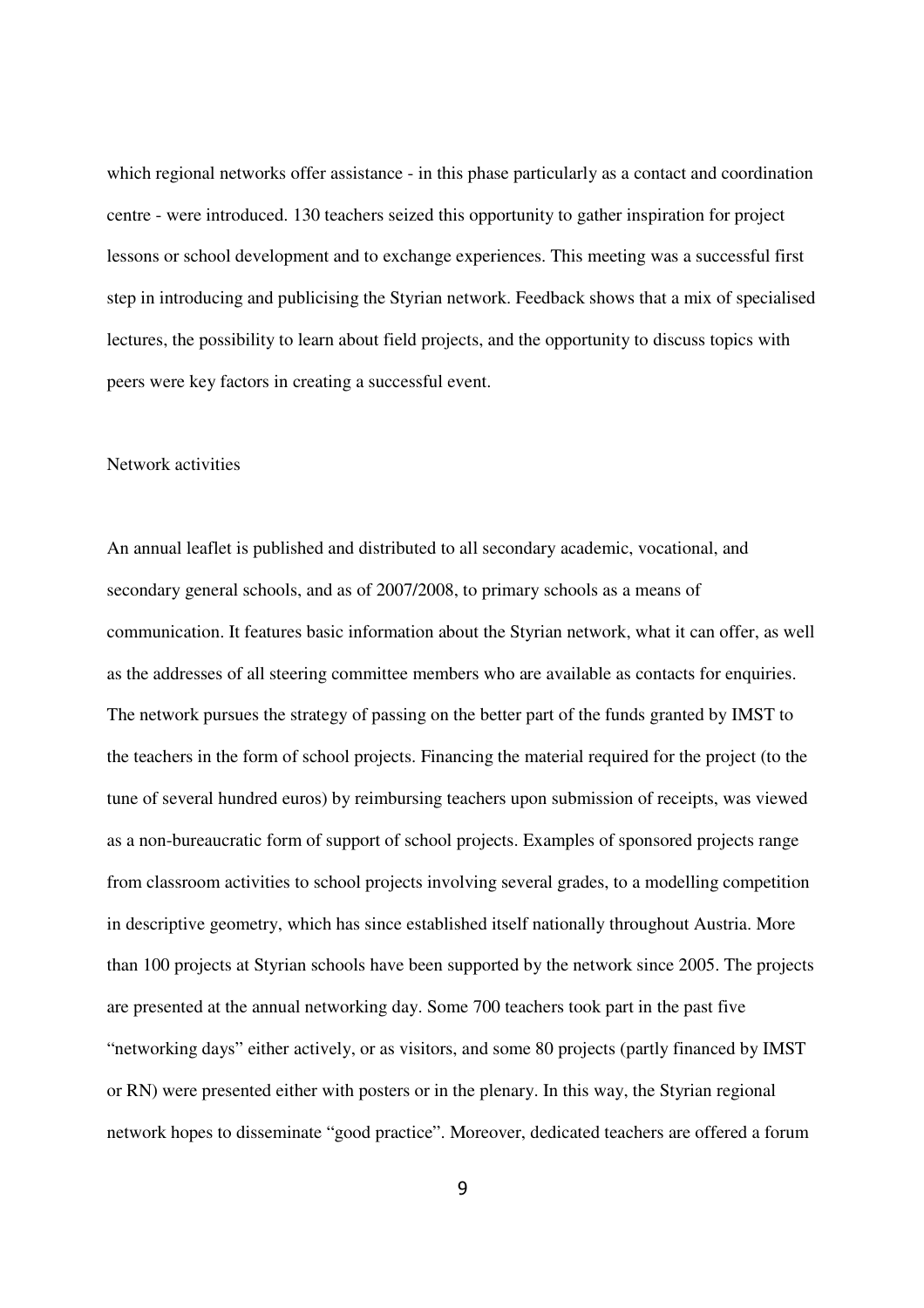which regional networks offer assistance - in this phase particularly as a contact and coordination centre - were introduced. 130 teachers seized this opportunity to gather inspiration for project lessons or school development and to exchange experiences. This meeting was a successful first step in introducing and publicising the Styrian network. Feedback shows that a mix of specialised lectures, the possibility to learn about field projects, and the opportunity to discuss topics with peers were key factors in creating a successful event.

## Network activities

An annual leaflet is published and distributed to all secondary academic, vocational, and secondary general schools, and as of 2007/2008, to primary schools as a means of communication. It features basic information about the Styrian network, what it can offer, as well as the addresses of all steering committee members who are available as contacts for enquiries. The network pursues the strategy of passing on the better part of the funds granted by IMST to the teachers in the form of school projects. Financing the material required for the project (to the tune of several hundred euros) by reimbursing teachers upon submission of receipts, was viewed as a non-bureaucratic form of support of school projects. Examples of sponsored projects range from classroom activities to school projects involving several grades, to a modelling competition in descriptive geometry, which has since established itself nationally throughout Austria. More than 100 projects at Styrian schools have been supported by the network since 2005. The projects are presented at the annual networking day. Some 700 teachers took part in the past five "networking days" either actively, or as visitors, and some 80 projects (partly financed by IMST or RN) were presented either with posters or in the plenary. In this way, the Styrian regional network hopes to disseminate "good practice". Moreover, dedicated teachers are offered a forum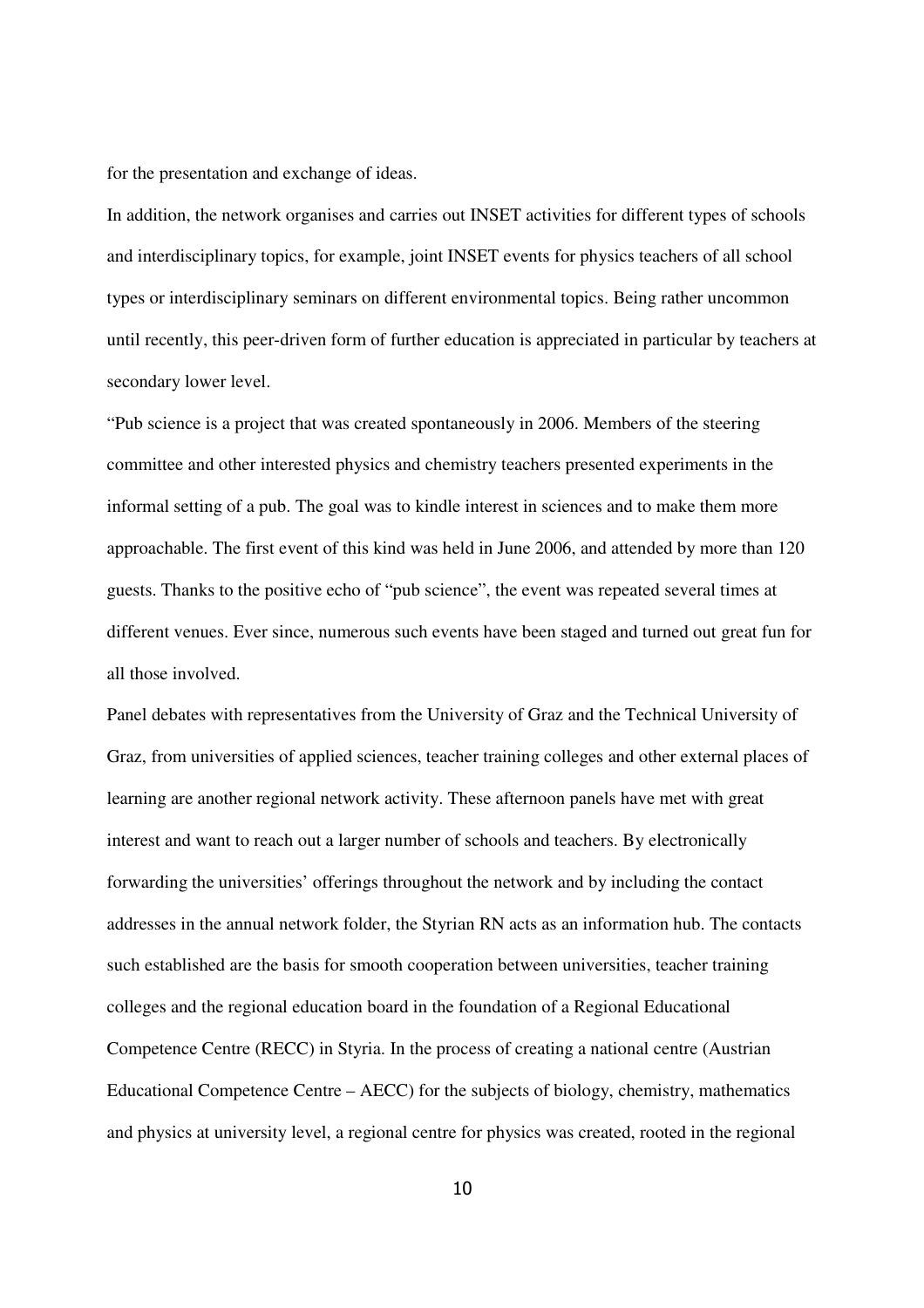for the presentation and exchange of ideas.

In addition, the network organises and carries out INSET activities for different types of schools and interdisciplinary topics, for example, joint INSET events for physics teachers of all school types or interdisciplinary seminars on different environmental topics. Being rather uncommon until recently, this peer-driven form of further education is appreciated in particular by teachers at secondary lower level.

"Pub science is a project that was created spontaneously in 2006. Members of the steering committee and other interested physics and chemistry teachers presented experiments in the informal setting of a pub. The goal was to kindle interest in sciences and to make them more approachable. The first event of this kind was held in June 2006, and attended by more than 120 guests. Thanks to the positive echo of "pub science", the event was repeated several times at different venues. Ever since, numerous such events have been staged and turned out great fun for all those involved.

Panel debates with representatives from the University of Graz and the Technical University of Graz, from universities of applied sciences, teacher training colleges and other external places of learning are another regional network activity. These afternoon panels have met with great interest and want to reach out a larger number of schools and teachers. By electronically forwarding the universities' offerings throughout the network and by including the contact addresses in the annual network folder, the Styrian RN acts as an information hub. The contacts such established are the basis for smooth cooperation between universities, teacher training colleges and the regional education board in the foundation of a Regional Educational Competence Centre (RECC) in Styria. In the process of creating a national centre (Austrian Educational Competence Centre – AECC) for the subjects of biology, chemistry, mathematics and physics at university level, a regional centre for physics was created, rooted in the regional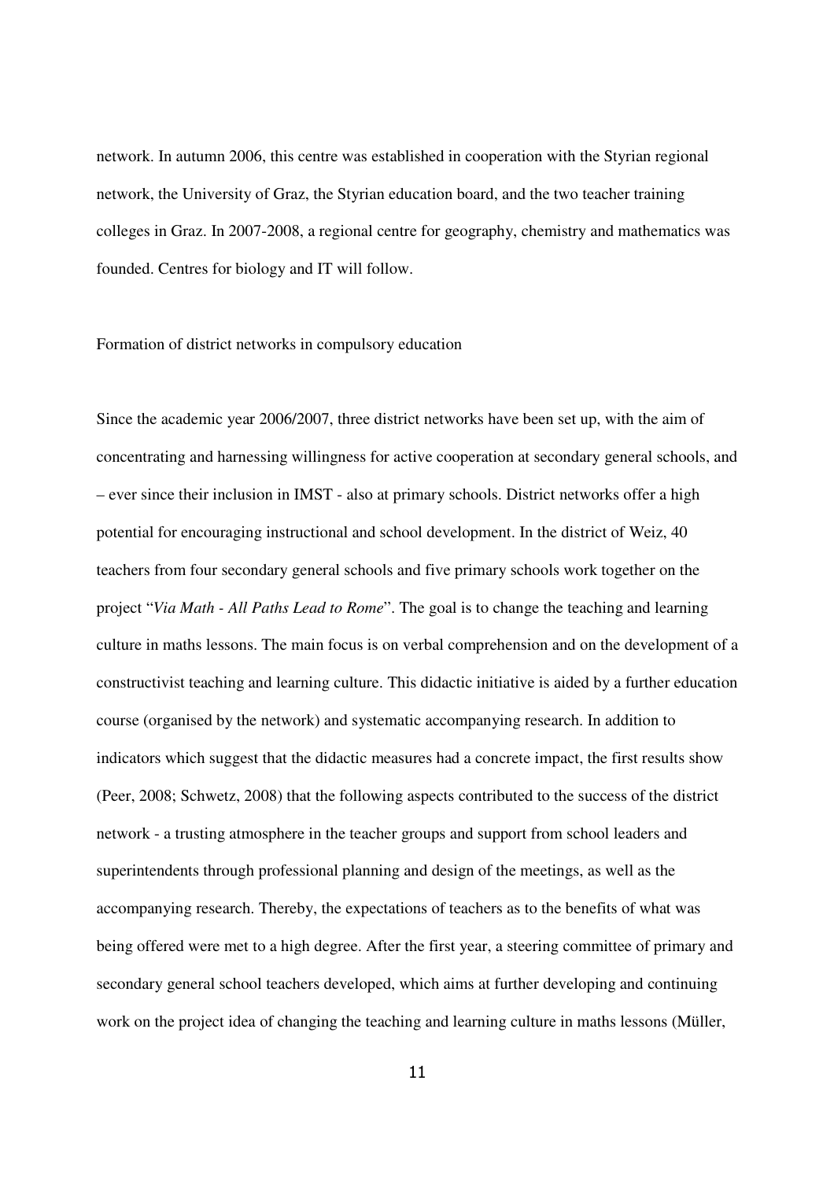network. In autumn 2006, this centre was established in cooperation with the Styrian regional network, the University of Graz, the Styrian education board, and the two teacher training colleges in Graz. In 2007-2008, a regional centre for geography, chemistry and mathematics was founded. Centres for biology and IT will follow.

### Formation of district networks in compulsory education

Since the academic year 2006/2007, three district networks have been set up, with the aim of concentrating and harnessing willingness for active cooperation at secondary general schools, and – ever since their inclusion in IMST - also at primary schools. District networks offer a high potential for encouraging instructional and school development. In the district of Weiz, 40 teachers from four secondary general schools and five primary schools work together on the project "*Via Math - All Paths Lead to Rome*". The goal is to change the teaching and learning culture in maths lessons. The main focus is on verbal comprehension and on the development of a constructivist teaching and learning culture. This didactic initiative is aided by a further education course (organised by the network) and systematic accompanying research. In addition to indicators which suggest that the didactic measures had a concrete impact, the first results show (Peer, 2008; Schwetz, 2008) that the following aspects contributed to the success of the district network - a trusting atmosphere in the teacher groups and support from school leaders and superintendents through professional planning and design of the meetings, as well as the accompanying research. Thereby, the expectations of teachers as to the benefits of what was being offered were met to a high degree. After the first year, a steering committee of primary and secondary general school teachers developed, which aims at further developing and continuing work on the project idea of changing the teaching and learning culture in maths lessons (Müller,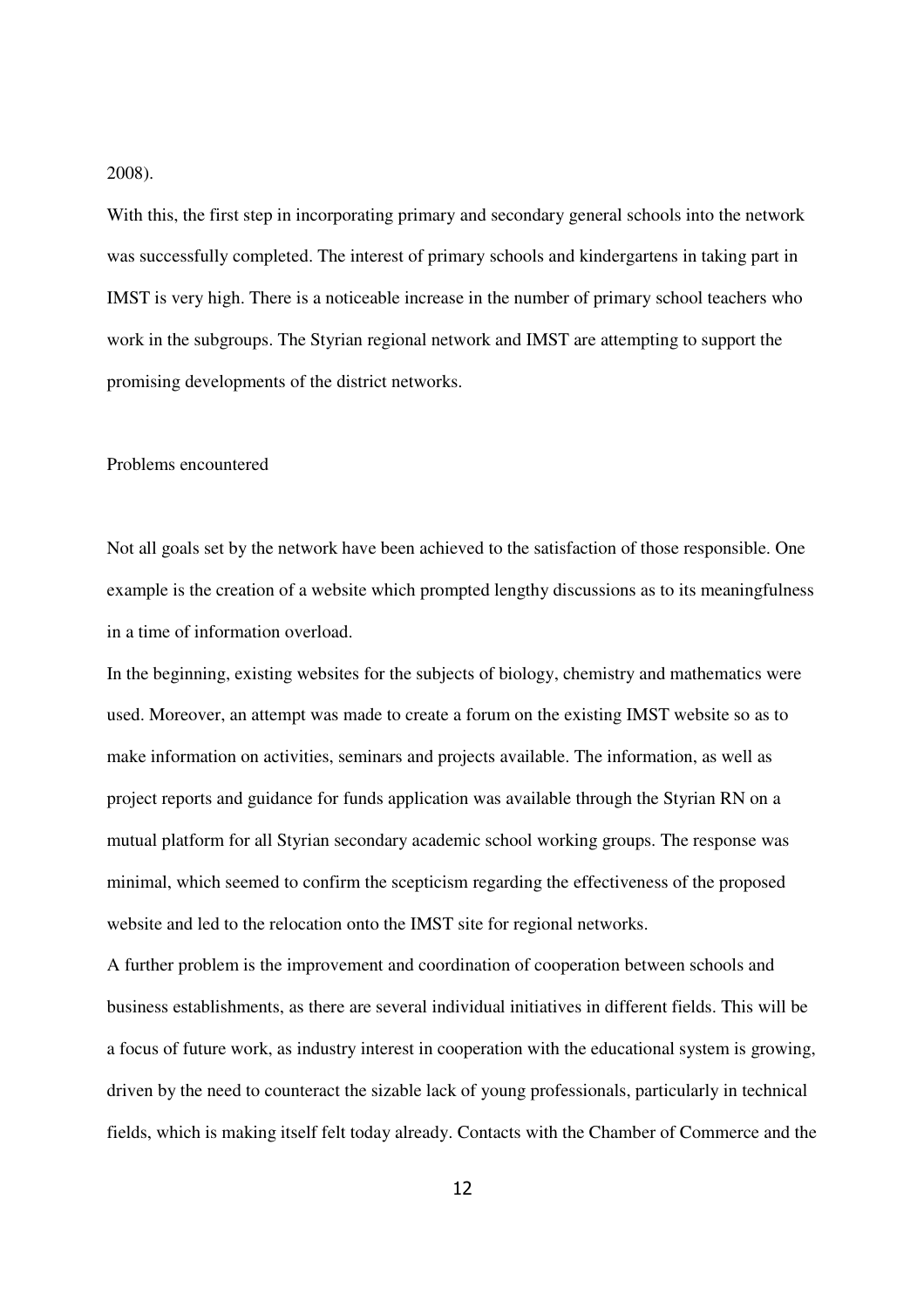2008).

With this, the first step in incorporating primary and secondary general schools into the network was successfully completed. The interest of primary schools and kindergartens in taking part in IMST is very high. There is a noticeable increase in the number of primary school teachers who work in the subgroups. The Styrian regional network and IMST are attempting to support the promising developments of the district networks.

## Problems encountered

Not all goals set by the network have been achieved to the satisfaction of those responsible. One example is the creation of a website which prompted lengthy discussions as to its meaningfulness in a time of information overload.

In the beginning, existing websites for the subjects of biology, chemistry and mathematics were used. Moreover, an attempt was made to create a forum on the existing IMST website so as to make information on activities, seminars and projects available. The information, as well as project reports and guidance for funds application was available through the Styrian RN on a mutual platform for all Styrian secondary academic school working groups. The response was minimal, which seemed to confirm the scepticism regarding the effectiveness of the proposed website and led to the relocation onto the IMST site for regional networks.

A further problem is the improvement and coordination of cooperation between schools and business establishments, as there are several individual initiatives in different fields. This will be a focus of future work, as industry interest in cooperation with the educational system is growing, driven by the need to counteract the sizable lack of young professionals, particularly in technical fields, which is making itself felt today already. Contacts with the Chamber of Commerce and the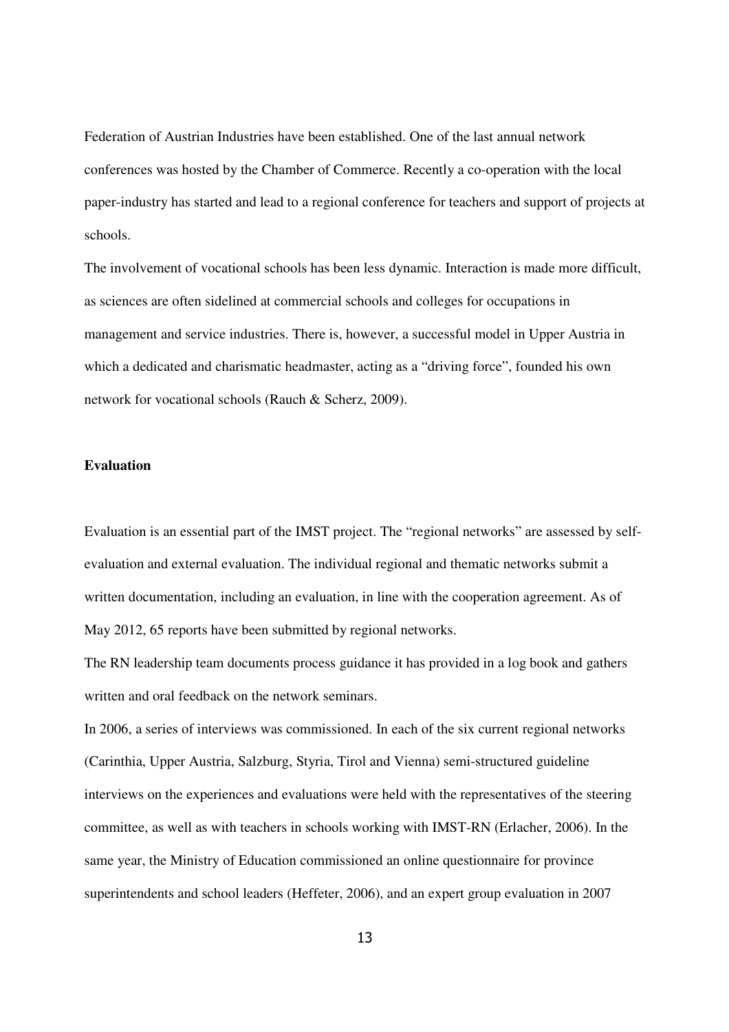Federation of Austrian Industries have been established. One of the last annual network conferences was hosted by the Chamber of Commerce. Recently a co-operation with the local paper-industry has started and lead to a regional conference for teachers and support of projects at schools.

The involvement of vocational schools has been less dynamic. Interaction is made more difficult, as sciences are often sidelined at commercial schools and colleges for occupations in management and service industries. There is, however, a successful model in Upper Austria in which a dedicated and charismatic headmaster, acting as a "driving force", founded his own network for vocational schools (Rauch & Scherz, 2009).

**Evaluation**

Evaluation is an essential part of the IMST project. The "regional networks" are assessed by self-evaluation and external evaluation. The individual regional and thematic networks submit a written documentation, including an evaluation, in line with the cooperation agreement. As of May 2012, 65 reports have been submitted by regional networks.

The RN leadership team documents process guidance it has provided in a log book and gathers written and oral feedback on the network seminars.

In 2006, a series of interviews was commissioned. In each of the six current regional networks (Carinthia, Upper Austria, Salzburg, Styria, Tirol and Vienna) semi-structured guideline interviews on the experiences and evaluations were held with the representatives of the steering committee, as well as with teachers in schools working with IMST-RN (Erlacher, 2006). In the same year, the Ministry of Education commissioned an online questionnaire for province superintendents and school leaders (Heffeter, 2006), and an expert group evaluation in 2007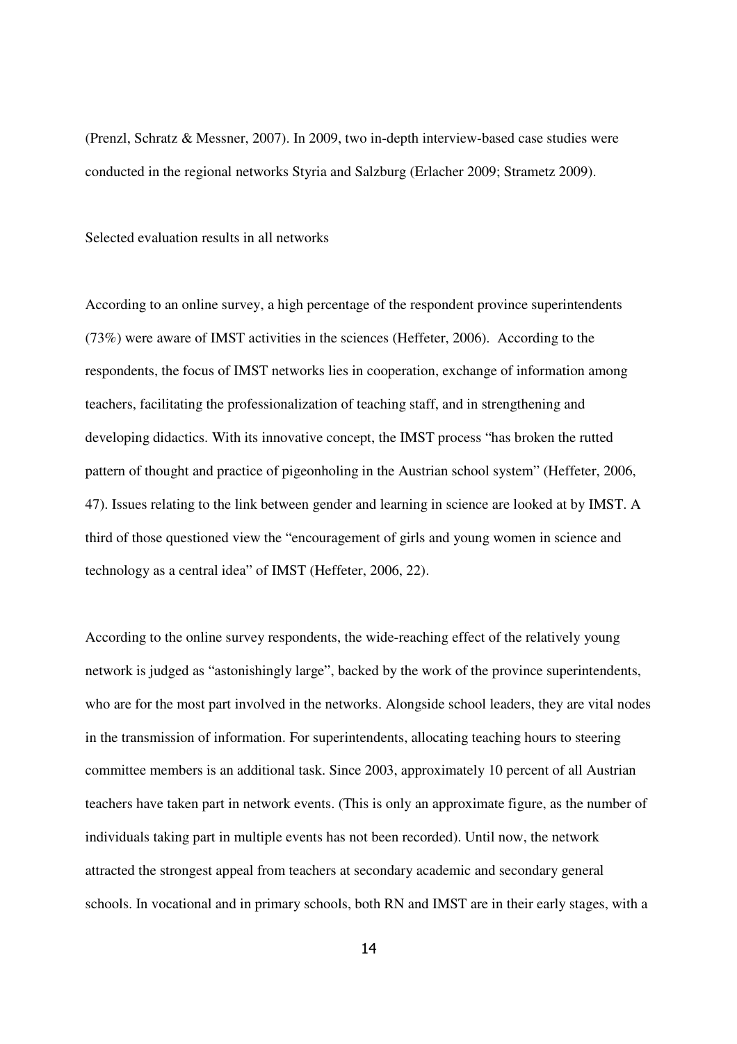(Prenzl, Schratz & Messner, 2007). In 2009, two in-depth interview-based case studies were conducted in the regional networks Styria and Salzburg (Erlacher 2009; Strametz 2009).

Selected evaluation results in all networks

According to an online survey, a high percentage of the respondent province superintendents (73%) were aware of IMST activities in the sciences (Heffeter, 2006). According to the respondents, the focus of IMST networks lies in cooperation, exchange of information among teachers, facilitating the professionalization of teaching staff, and in strengthening and developing didactics. With its innovative concept, the IMST process "has broken the rutted pattern of thought and practice of pigeonholing in the Austrian school system" (Heffeter, 2006, 47). Issues relating to the link between gender and learning in science are looked at by IMST. A third of those questioned view the "encouragement of girls and young women in science and technology as a central idea" of IMST (Heffeter, 2006, 22).

According to the online survey respondents, the wide-reaching effect of the relatively young network is judged as "astonishingly large", backed by the work of the province superintendents, who are for the most part involved in the networks. Alongside school leaders, they are vital nodes in the transmission of information. For superintendents, allocating teaching hours to steering committee members is an additional task. Since 2003, approximately 10 percent of all Austrian teachers have taken part in network events. (This is only an approximate figure, as the number of individuals taking part in multiple events has not been recorded). Until now, the network attracted the strongest appeal from teachers at secondary academic and secondary general schools. In vocational and in primary schools, both RN and IMST are in their early stages, with a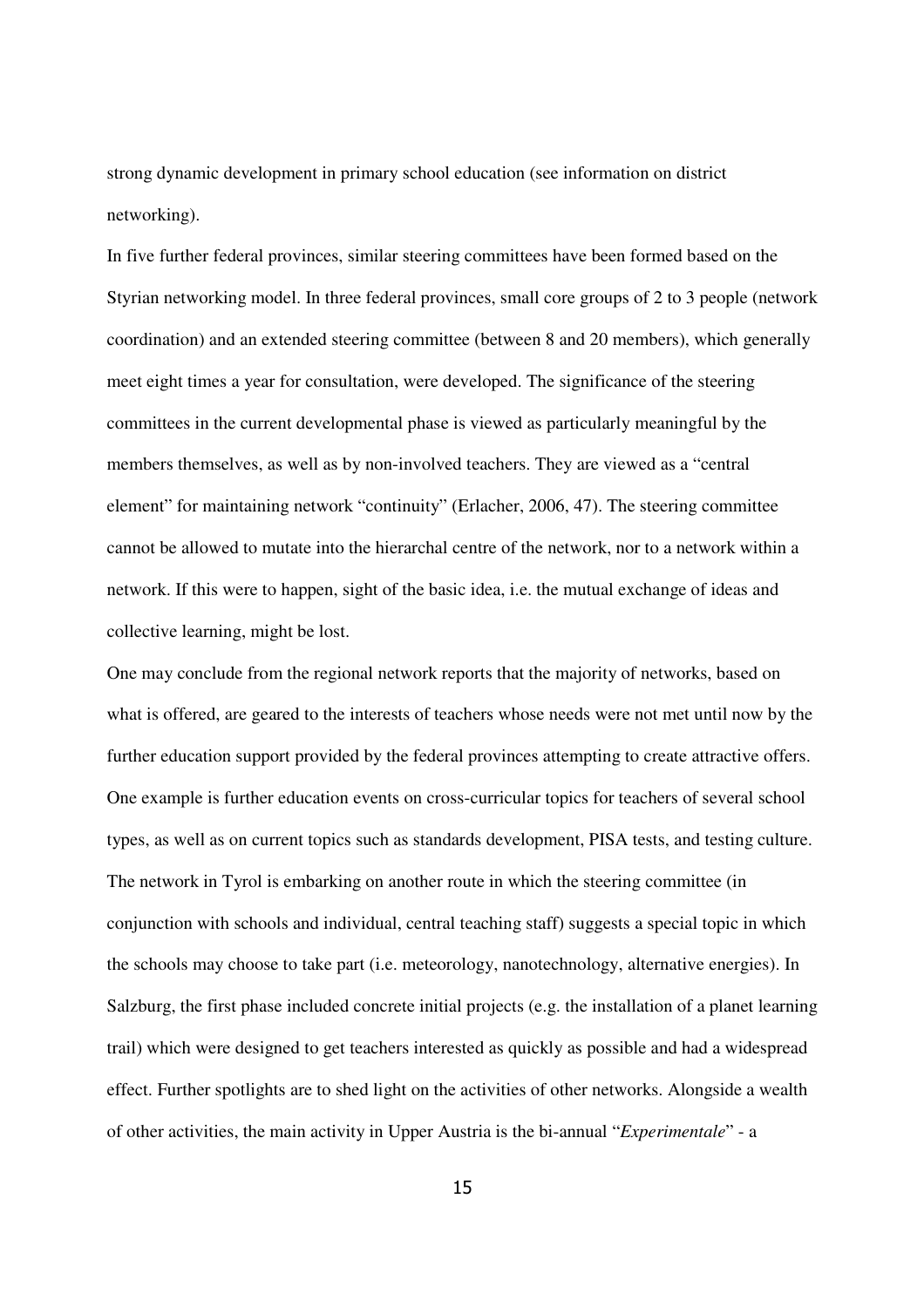strong dynamic development in primary school education (see information on district networking).

In five further federal provinces, similar steering committees have been formed based on the Styrian networking model. In three federal provinces, small core groups of 2 to 3 people (network coordination) and an extended steering committee (between 8 and 20 members), which generally meet eight times a year for consultation, were developed. The significance of the steering committees in the current developmental phase is viewed as particularly meaningful by the members themselves, as well as by non-involved teachers. They are viewed as a "central element" for maintaining network "continuity" (Erlacher, 2006, 47). The steering committee cannot be allowed to mutate into the hierarchal centre of the network, nor to a network within a network. If this were to happen, sight of the basic idea, i.e. the mutual exchange of ideas and collective learning, might be lost.

One may conclude from the regional network reports that the majority of networks, based on what is offered, are geared to the interests of teachers whose needs were not met until now by the further education support provided by the federal provinces attempting to create attractive offers. One example is further education events on cross-curricular topics for teachers of several school types, as well as on current topics such as standards development, PISA tests, and testing culture. The network in Tyrol is embarking on another route in which the steering committee (in conjunction with schools and individual, central teaching staff) suggests a special topic in which the schools may choose to take part (i.e. meteorology, nanotechnology, alternative energies). In Salzburg, the first phase included concrete initial projects (e.g. the installation of a planet learning trail) which were designed to get teachers interested as quickly as possible and had a widespread effect. Further spotlights are to shed light on the activities of other networks. Alongside a wealth of other activities, the main activity in Upper Austria is the bi-annual "*Experimentale*" - a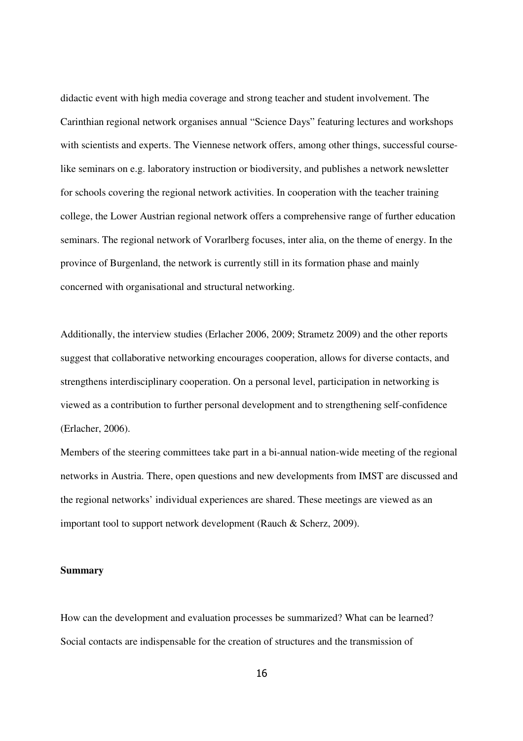didactic event with high media coverage and strong teacher and student involvement. The Carinthian regional network organises annual "Science Days" featuring lectures and workshops with scientists and experts. The Viennese network offers, among other things, successful course-like seminars on e.g. laboratory instruction or biodiversity, and publishes a network newsletter for schools covering the regional network activities. In cooperation with the teacher training college, the Lower Austrian regional network offers a comprehensive range of further education seminars. The regional network of Vorarlberg focuses, inter alia, on the theme of energy. In the province of Burgenland, the network is currently still in its formation phase and mainly concerned with organisational and structural networking.

Additionally, the interview studies (Erlacher 2006, 2009; Strametz 2009) and the other reports suggest that collaborative networking encourages cooperation, allows for diverse contacts, and strengthens interdisciplinary cooperation. On a personal level, participation in networking is viewed as a contribution to further personal development and to strengthening self-confidence (Erlacher, 2006).

Members of the steering committees take part in a bi-annual nation-wide meeting of the regional networks in Austria. There, open questions and new developments from IMST are discussed and the regional networks' individual experiences are shared. These meetings are viewed as an important tool to support network development (Rauch & Scherz, 2009).

**Summary**

How can the development and evaluation processes be summarized? What can be learned? Social contacts are indispensable for the creation of structures and the transmission of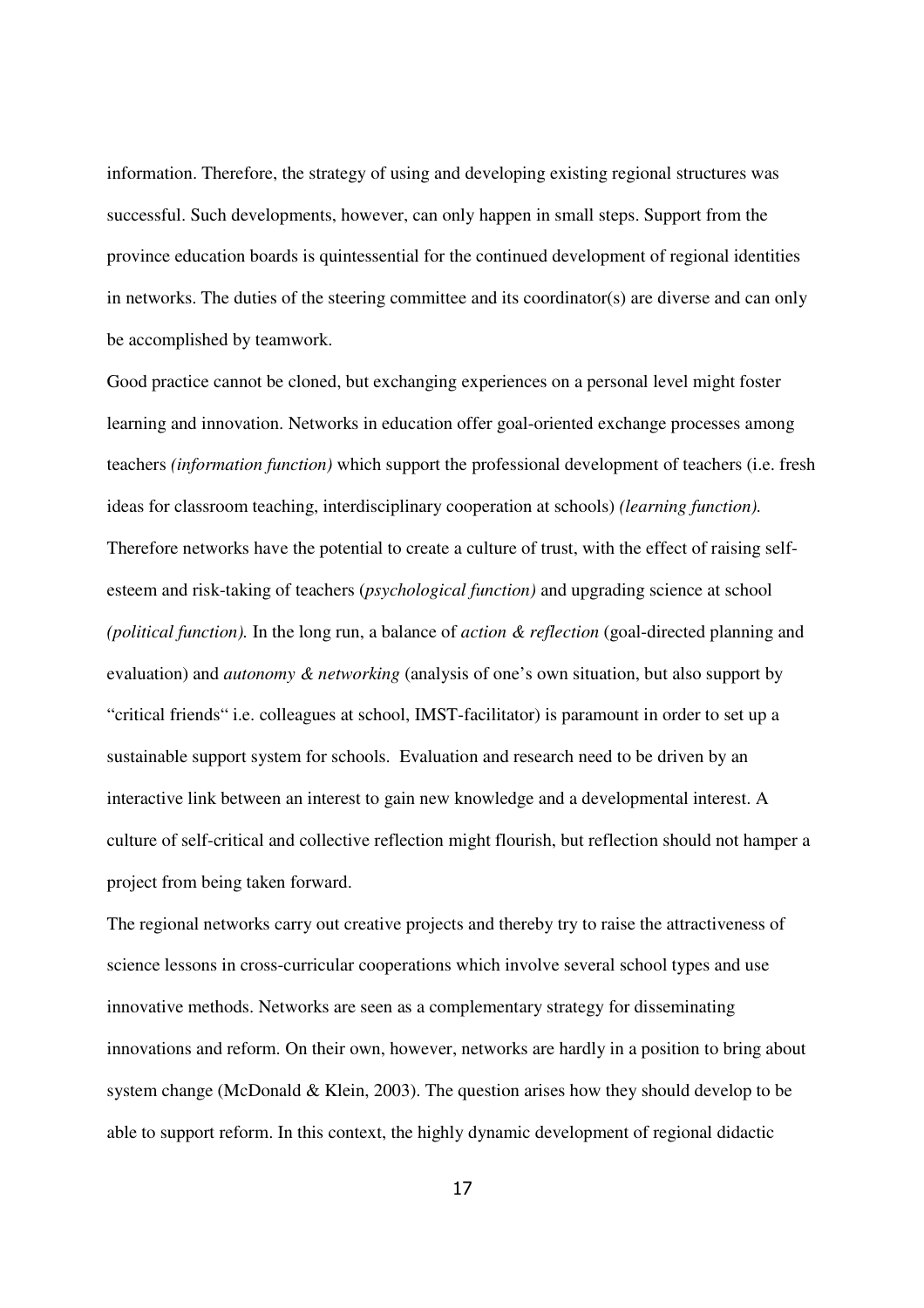information. Therefore, the strategy of using and developing existing regional structures was successful. Such developments, however, can only happen in small steps. Support from the province education boards is quintessential for the continued development of regional identities in networks. The duties of the steering committee and its coordinator(s) are diverse and can only be accomplished by teamwork.

Good practice cannot be cloned, but exchanging experiences on a personal level might foster learning and innovation. Networks in education offer goal-oriented exchange processes among teachers *(information function)* which support the professional development of teachers (i.e. fresh ideas for classroom teaching, interdisciplinary cooperation at schools) *(learning function).* Therefore networks have the potential to create a culture of trust, with the effect of raising self-esteem and risk-taking of teachers (*psychological function)* and upgrading science at school *(political function).* In the long run, a balance of *action & reflection* (goal-directed planning and evaluation) and *autonomy & networking* (analysis of one's own situation, but also support by "critical friends" i.e. colleagues at school, IMST-facilitator) is paramount in order to set up a sustainable support system for schools. Evaluation and research need to be driven by an interactive link between an interest to gain new knowledge and a developmental interest. A culture of self-critical and collective reflection might flourish, but reflection should not hamper a project from being taken forward.

The regional networks carry out creative projects and thereby try to raise the attractiveness of science lessons in cross-curricular cooperations which involve several school types and use innovative methods. Networks are seen as a complementary strategy for disseminating innovations and reform. On their own, however, networks are hardly in a position to bring about system change (McDonald & Klein, 2003). The question arises how they should develop to be able to support reform. In this context, the highly dynamic development of regional didactic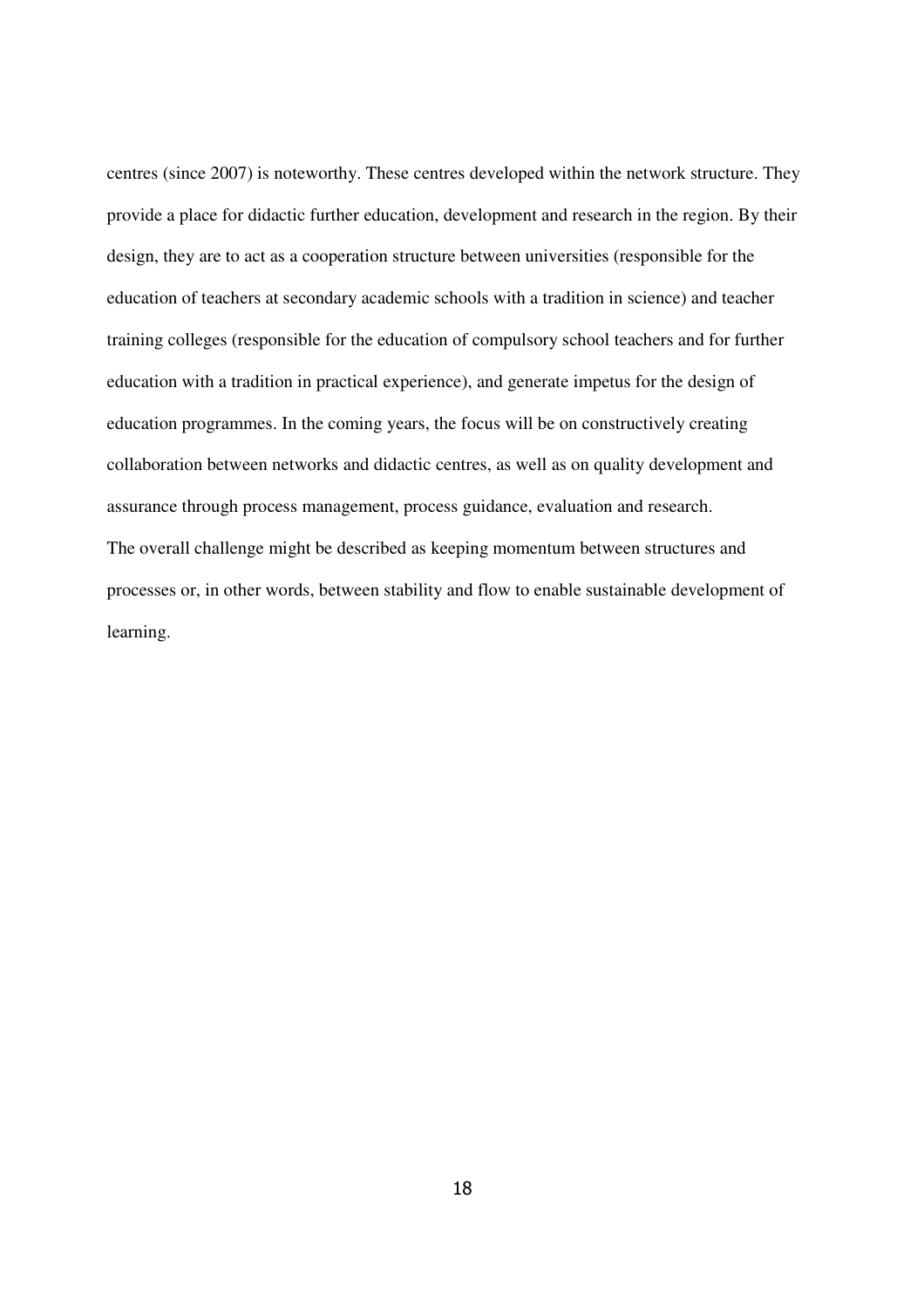centres (since 2007) is noteworthy. These centres developed within the network structure. They provide a place for didactic further education, development and research in the region. By their design, they are to act as a cooperation structure between universities (responsible for the education of teachers at secondary academic schools with a tradition in science) and teacher training colleges (responsible for the education of compulsory school teachers and for further education with a tradition in practical experience), and generate impetus for the design of education programmes. In the coming years, the focus will be on constructively creating collaboration between networks and didactic centres, as well as on quality development and assurance through process management, process guidance, evaluation and research.

The overall challenge might be described as keeping momentum between structures and processes or, in other words, between stability and flow to enable sustainable development of learning.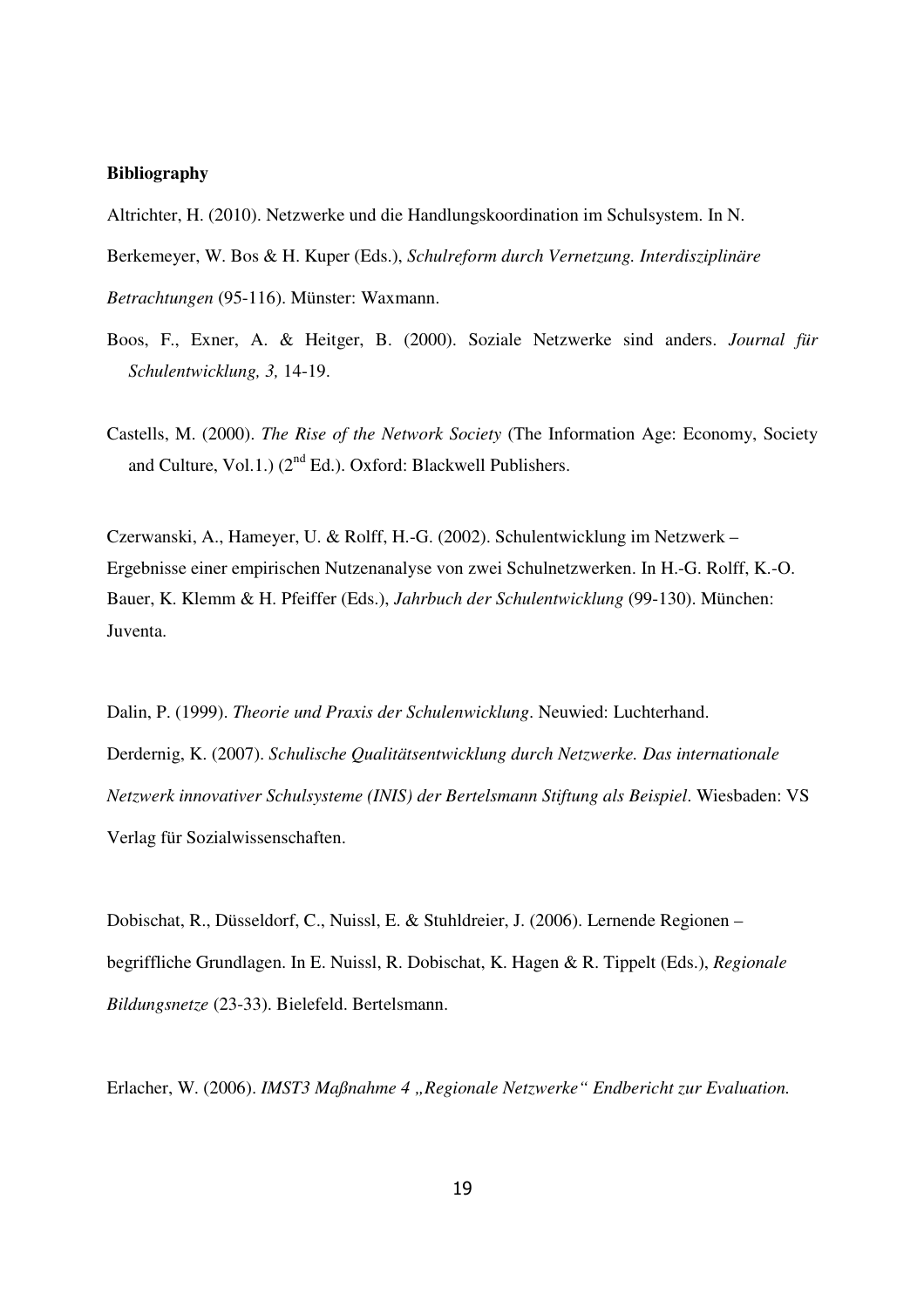**Bibliography**

Altrichter, H. (2010). Netzwerke und die Handlungskoordination im Schulsystem. In N. Berkemeyer, W. Bos & H. Kuper (Eds.), *Schulreform durch Vernetzung. Interdisziplinäre Betrachtungen* (95-116). Münster: Waxmann.

Boos, F., Exner, A. & Heitger, B. (2000). Soziale Netzwerke sind anders. *Journal für Schulentwicklung, 3,* 14-19.

Castells, M. (2000). *The Rise of the Network Society* (The Information Age: Economy, Society and Culture, Vol.1.) (2nd Ed.). Oxford: Blackwell Publishers.

Czerwanski, A., Hameyer, U. & Rolff, H.-G. (2002). Schulentwicklung im Netzwerk – Ergebnisse einer empirischen Nutzenanalyse von zwei Schulnetzwerken. In H.-G. Rolff, K.-O. Bauer, K. Klemm & H. Pfeiffer (Eds.), *Jahrbuch der Schulentwicklung* (99-130). München: Juventa.

Dalin, P. (1999). *Theorie und Praxis der Schulenwicklung*. Neuwied: Luchterhand.

Derdernig, K. (2007). *Schulische Qualitätsentwicklung durch Netzwerke. Das internationale Netzwerk innovativer Schulsysteme (INIS) der Bertelsmann Stiftung als Beispiel*. Wiesbaden: VS Verlag für Sozialwissenschaften.

Dobischat, R., Düsseldorf, C., Nuissl, E. & Stuhldreier, J. (2006). Lernende Regionen – begriffliche Grundlagen. In E. Nuissl, R. Dobischat, K. Hagen & R. Tippelt (Eds.), *Regionale Bildungsnetze* (23-33). Bielefeld. Bertelsmann.

Erlacher, W. (2006). *IMST3 Maßnahme 4 „Regionale Netzwerke" Endbericht zur Evaluation.*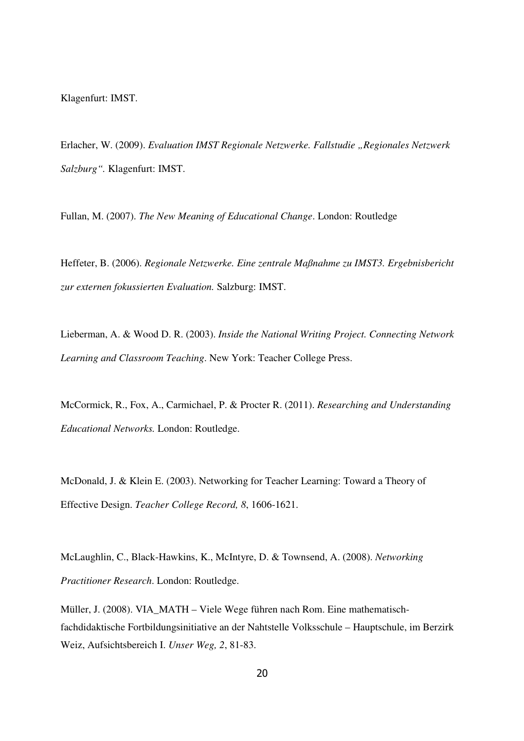Klagenfurt: IMST.

Erlacher, W. (2009). *Evaluation IMST Regionale Netzwerke. Fallstudie „Regionales Netzwerk Salzburg“.* Klagenfurt: IMST.

Fullan, M. (2007). *The New Meaning of Educational Change*. London: Routledge

Heffeter, B. (2006). *Regionale Netzwerke. Eine zentrale Maßnahme zu IMST3. Ergebnisbericht zur externen fokussierten Evaluation.* Salzburg: IMST.

Lieberman, A. & Wood D. R. (2003). *Inside the National Writing Project. Connecting Network Learning and Classroom Teaching*. New York: Teacher College Press.

McCormick, R., Fox, A., Carmichael, P. & Procter R. (2011). *Researching and Understanding Educational Networks.* London: Routledge.

McDonald, J. & Klein E. (2003). Networking for Teacher Learning: Toward a Theory of Effective Design. *Teacher College Record, 8*, 1606-1621.

McLaughlin, C., Black-Hawkins, K., McIntyre, D. & Townsend, A. (2008). *Networking Practitioner Research*. London: Routledge.

Müller, J. (2008). VIA_MATH – Viele Wege führen nach Rom. Eine mathematisch-fachdidaktische Fortbildungsinitiative an der Nahtstelle Volksschule – Hauptschule, im Berzirk Weiz, Aufsichtsbereich I. *Unser Weg, 2*, 81-83.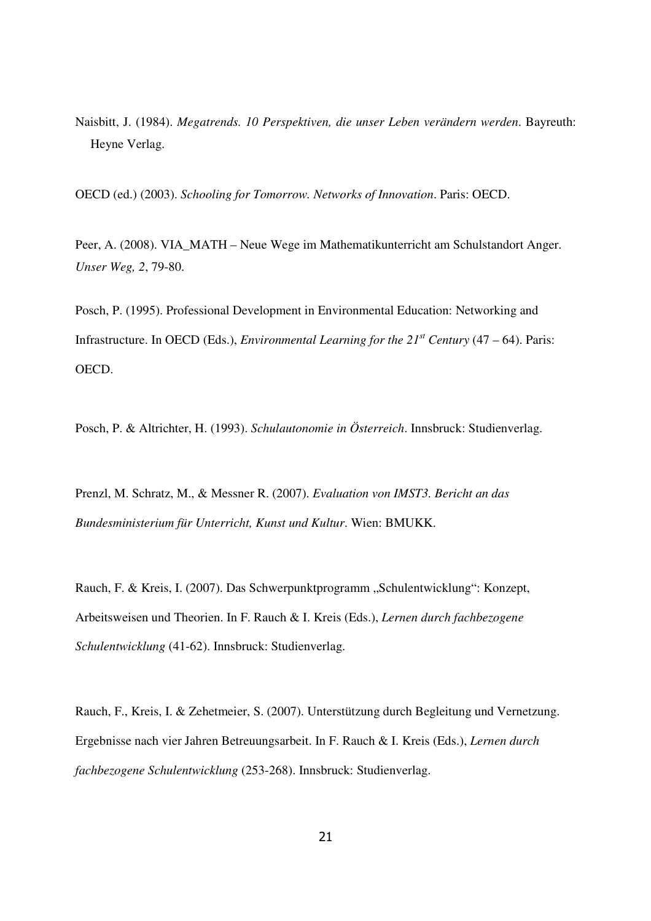Naisbitt, J. (1984). *Megatrends. 10 Perspektiven, die unser Leben verändern werden*. Bayreuth: Heyne Verlag.

OECD (ed.) (2003). *Schooling for Tomorrow. Networks of Innovation*. Paris: OECD.

Peer, A. (2008). VIA_MATH – Neue Wege im Mathematikunterricht am Schulstandort Anger. *Unser Weg, 2*, 79-80.

Posch, P. (1995). Professional Development in Environmental Education: Networking and Infrastructure. In OECD (Eds.), *Environmental Learning for the 21st Century* (47 – 64). Paris: OECD.

Posch, P. & Altrichter, H. (1993). *Schulautonomie in Österreich*. Innsbruck: Studienverlag.

Prenzl, M. Schratz, M., & Messner R. (2007). *Evaluation von IMST3. Bericht an das Bundesministerium für Unterricht, Kunst und Kultur*. Wien: BMUKK.

Rauch, F. & Kreis, I. (2007). Das Schwerpunktprogramm „Schulentwicklung": Konzept, Arbeitsweisen und Theorien. In F. Rauch & I. Kreis (Eds.), *Lernen durch fachbezogene Schulentwicklung* (41-62). Innsbruck: Studienverlag.

Rauch, F., Kreis, I. & Zehetmeier, S. (2007). Unterstützung durch Begleitung und Vernetzung. Ergebnisse nach vier Jahren Betreuungsarbeit. In F. Rauch & I. Kreis (Eds.), *Lernen durch fachbezogene Schulentwicklung* (253-268). Innsbruck: Studienverlag.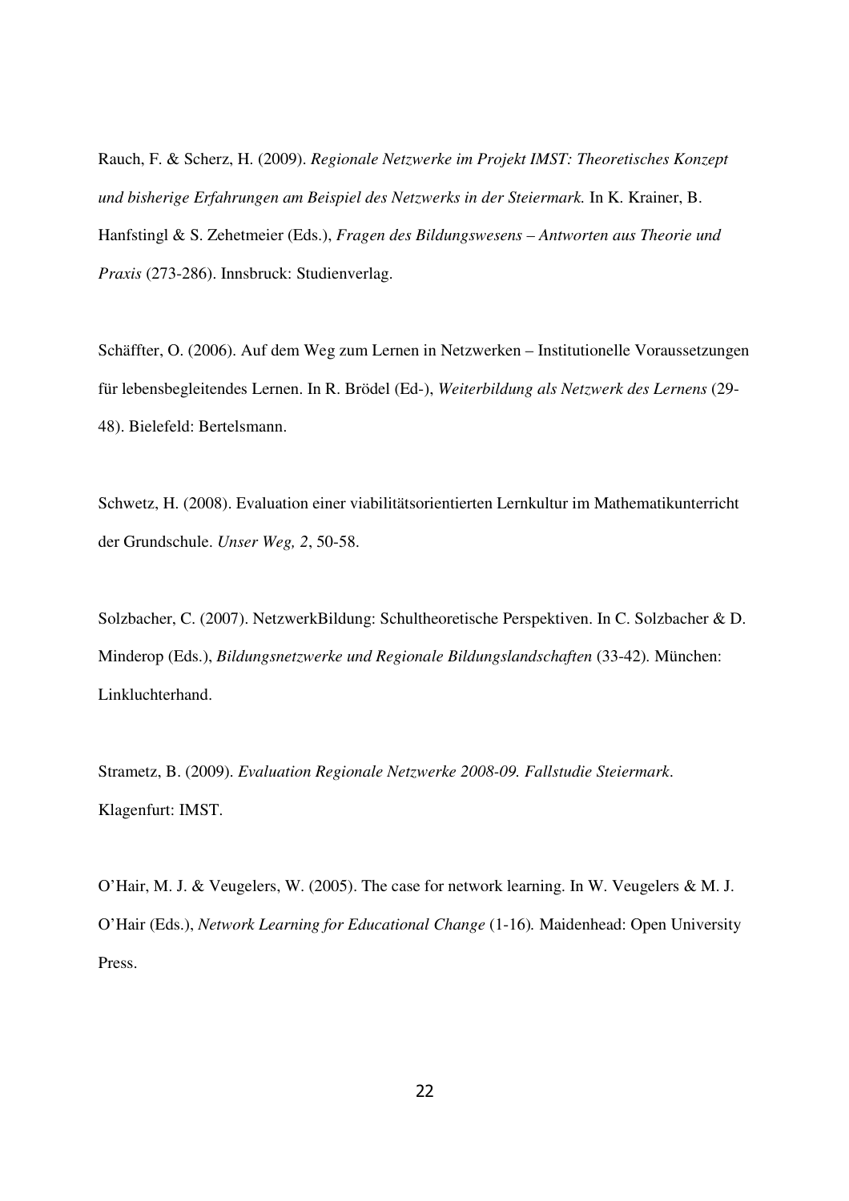Rauch, F. & Scherz, H. (2009). *Regionale Netzwerke im Projekt IMST: Theoretisches Konzept und bisherige Erfahrungen am Beispiel des Netzwerks in der Steiermark.* In K. Krainer, B. Hanfstingl & S. Zehetmeier (Eds.), *Fragen des Bildungswesens – Antworten aus Theorie und Praxis* (273-286). Innsbruck: Studienverlag.

Schäffter, O. (2006). Auf dem Weg zum Lernen in Netzwerken – Institutionelle Voraussetzungen für lebensbegleitendes Lernen. In R. Brödel (Ed-), *Weiterbildung als Netzwerk des Lernens* (29-48). Bielefeld: Bertelsmann.

Schwetz, H. (2008). Evaluation einer viabilitätsorientierten Lernkultur im Mathematikunterricht der Grundschule. *Unser Weg, 2*, 50-58.

Solzbacher, C. (2007). NetzwerkBildung: Schultheoretische Perspektiven. In C. Solzbacher & D. Minderop (Eds.), *Bildungsnetzwerke und Regionale Bildungslandschaften* (33-42). München: Linkluchterhand.

Strametz, B. (2009). *Evaluation Regionale Netzwerke 2008-09. Fallstudie Steiermark*. Klagenfurt: IMST.

O'Hair, M. J. & Veugelers, W. (2005). The case for network learning. In W. Veugelers & M. J. O'Hair (Eds.), *Network Learning for Educational Change* (1-16)*.* Maidenhead: Open University Press.